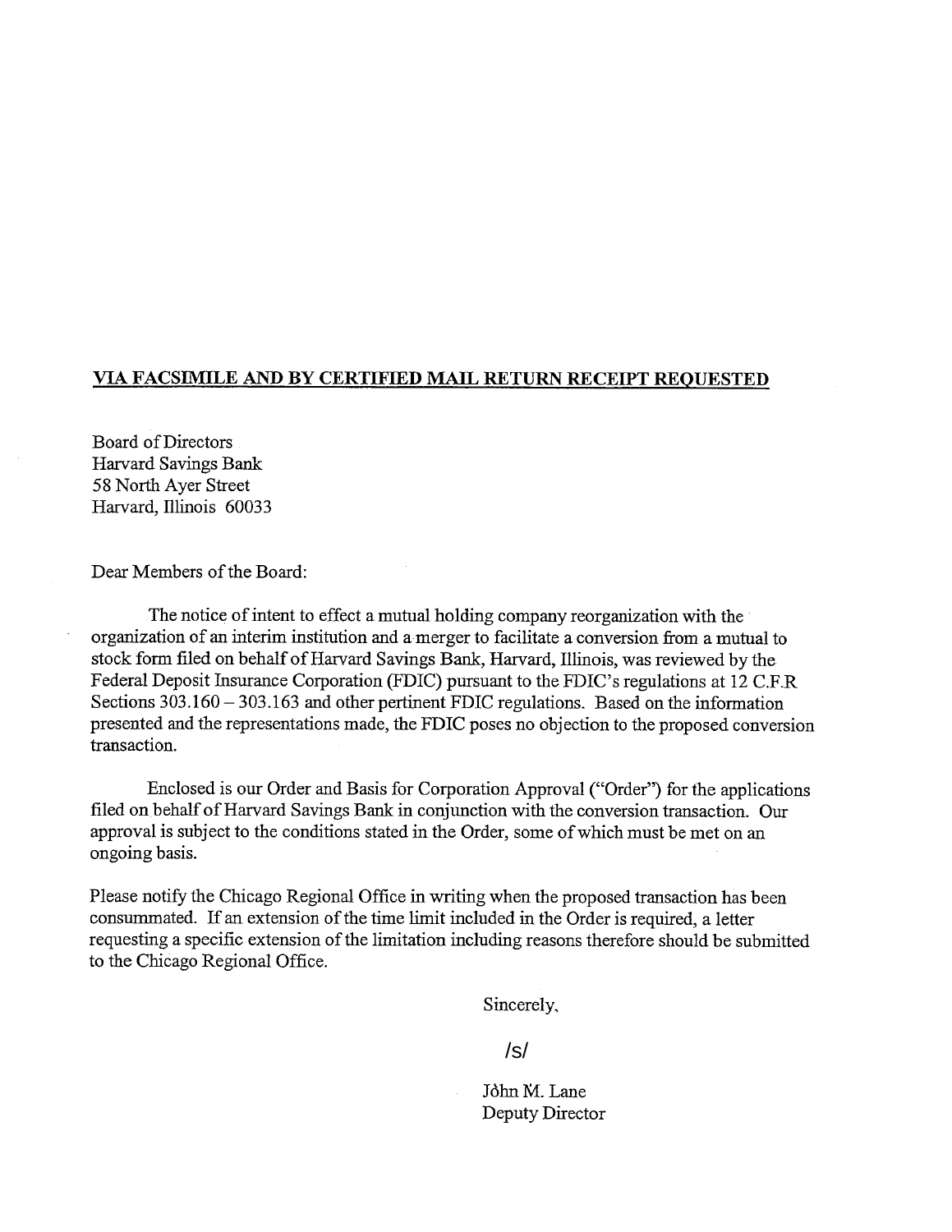**VIA FACSIMILE AND BY CERTIFIED MAIL RETURN RECEIPT REQUESTED**

Board of Directors
Harvard Savings Bank
58 North Ayer Street
Harvard, Illinois 60033

Dear Members of the Board:

The notice of intent to effect a mutual holding company reorganization with the organization of an interim institution and a merger to facilitate a conversion from a mutual to stock form filed on behalf of Harvard Savings Bank, Harvard, Illinois, was reviewed by the Federal Deposit Insurance Corporation (FDIC) pursuant to the FDIC's regulations at 12 C.F.R Sections 303.160 – 303.163 and other pertinent FDIC regulations. Based on the information presented and the representations made, the FDIC poses no objection to the proposed conversion transaction.

Enclosed is our Order and Basis for Corporation Approval ("Order") for the applications filed on behalf of Harvard Savings Bank in conjunction with the conversion transaction. Our approval is subject to the conditions stated in the Order, some of which must be met on an ongoing basis.

Please notify the Chicago Regional Office in writing when the proposed transaction has been consummated. If an extension of the time limit included in the Order is required, a letter requesting a specific extension of the limitation including reasons therefore should be submitted to the Chicago Regional Office.

Sincerely,

/s/

John M. Lane
Deputy Director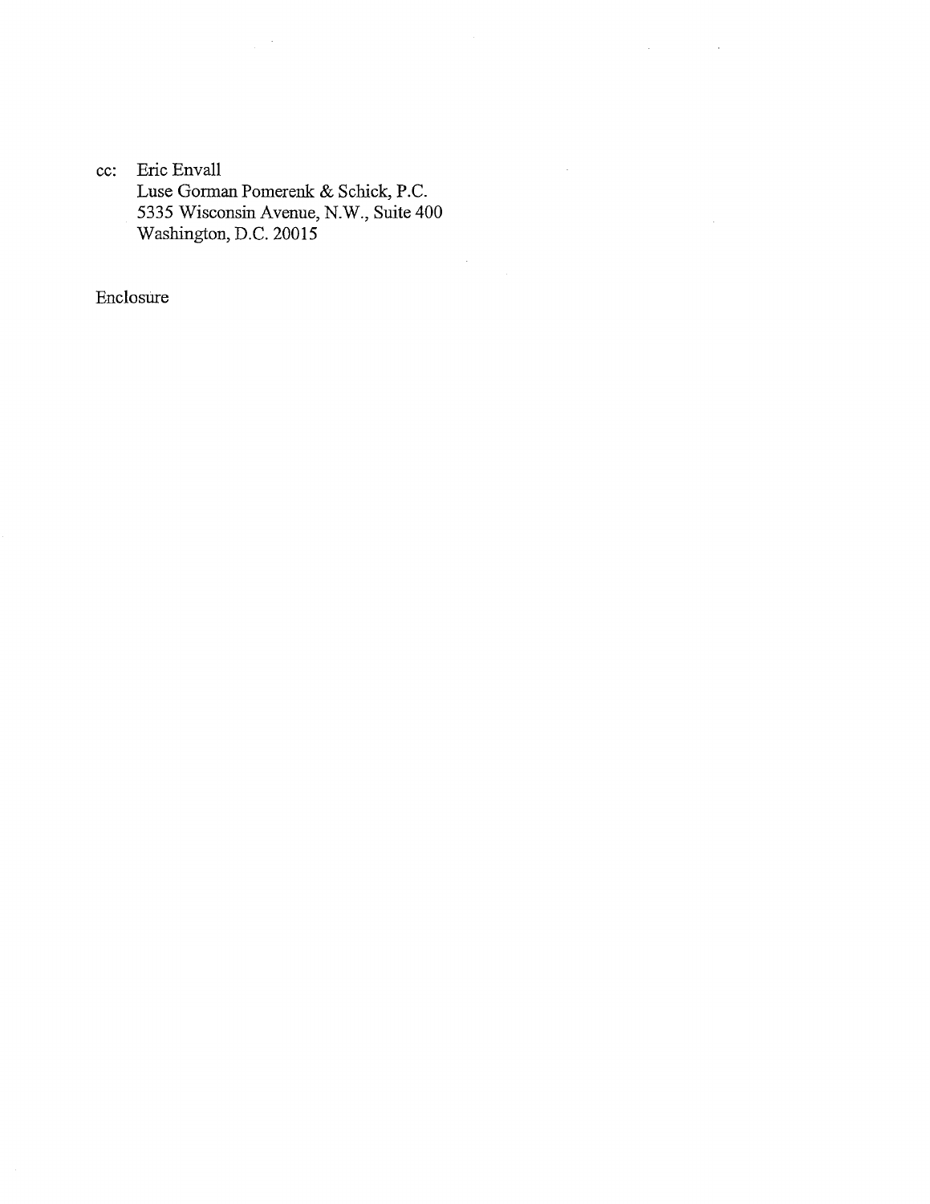cc: Eric Envall
Luse Gorman Pomerenk & Schick, P.C.
5335 Wisconsin Avenue, N.W., Suite 400
Washington, D.C. 20015

Enclosure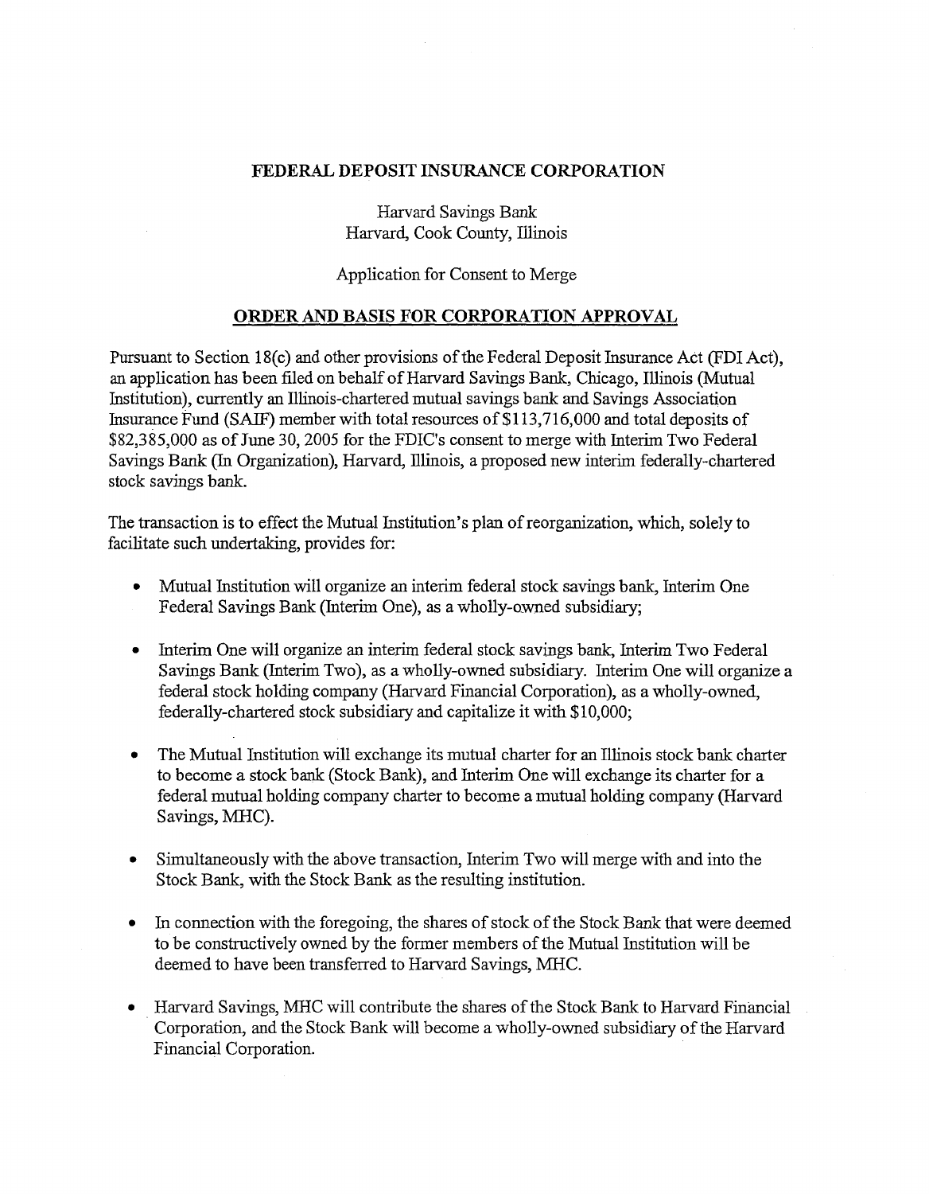**FEDERAL DEPOSIT INSURANCE CORPORATION**

Harvard Savings Bank
Harvard, Cook County, Illinois

Application for Consent to Merge

**ORDER AND BASIS FOR CORPORATION APPROVAL**

Pursuant to Section 18(c) and other provisions of the Federal Deposit Insurance Act (FDI Act), an application has been filed on behalf of Harvard Savings Bank, Chicago, Illinois (Mutual Institution), currently an Illinois-chartered mutual savings bank and Savings Association Insurance Fund (SAIF) member with total resources of $113,716,000 and total deposits of $82,385,000 as of June 30, 2005 for the FDIC's consent to merge with Interim Two Federal Savings Bank (In Organization), Harvard, Illinois, a proposed new interim federally-chartered stock savings bank.

The transaction is to effect the Mutual Institution's plan of reorganization, which, solely to facilitate such undertaking, provides for:

- Mutual Institution will organize an interim federal stock savings bank, Interim One Federal Savings Bank (Interim One), as a wholly-owned subsidiary;
- Interim One will organize an interim federal stock savings bank, Interim Two Federal Savings Bank (Interim Two), as a wholly-owned subsidiary. Interim One will organize a federal stock holding company (Harvard Financial Corporation), as a wholly-owned, federally-chartered stock subsidiary and capitalize it with $10,000;
- The Mutual Institution will exchange its mutual charter for an Illinois stock bank charter to become a stock bank (Stock Bank), and Interim One will exchange its charter for a federal mutual holding company charter to become a mutual holding company (Harvard Savings, MHC).
- Simultaneously with the above transaction, Interim Two will merge with and into the Stock Bank, with the Stock Bank as the resulting institution.
- In connection with the foregoing, the shares of stock of the Stock Bank that were deemed to be constructively owned by the former members of the Mutual Institution will be deemed to have been transferred to Harvard Savings, MHC.
- Harvard Savings, MHC will contribute the shares of the Stock Bank to Harvard Financial Corporation, and the Stock Bank will become a wholly-owned subsidiary of the Harvard Financial Corporation.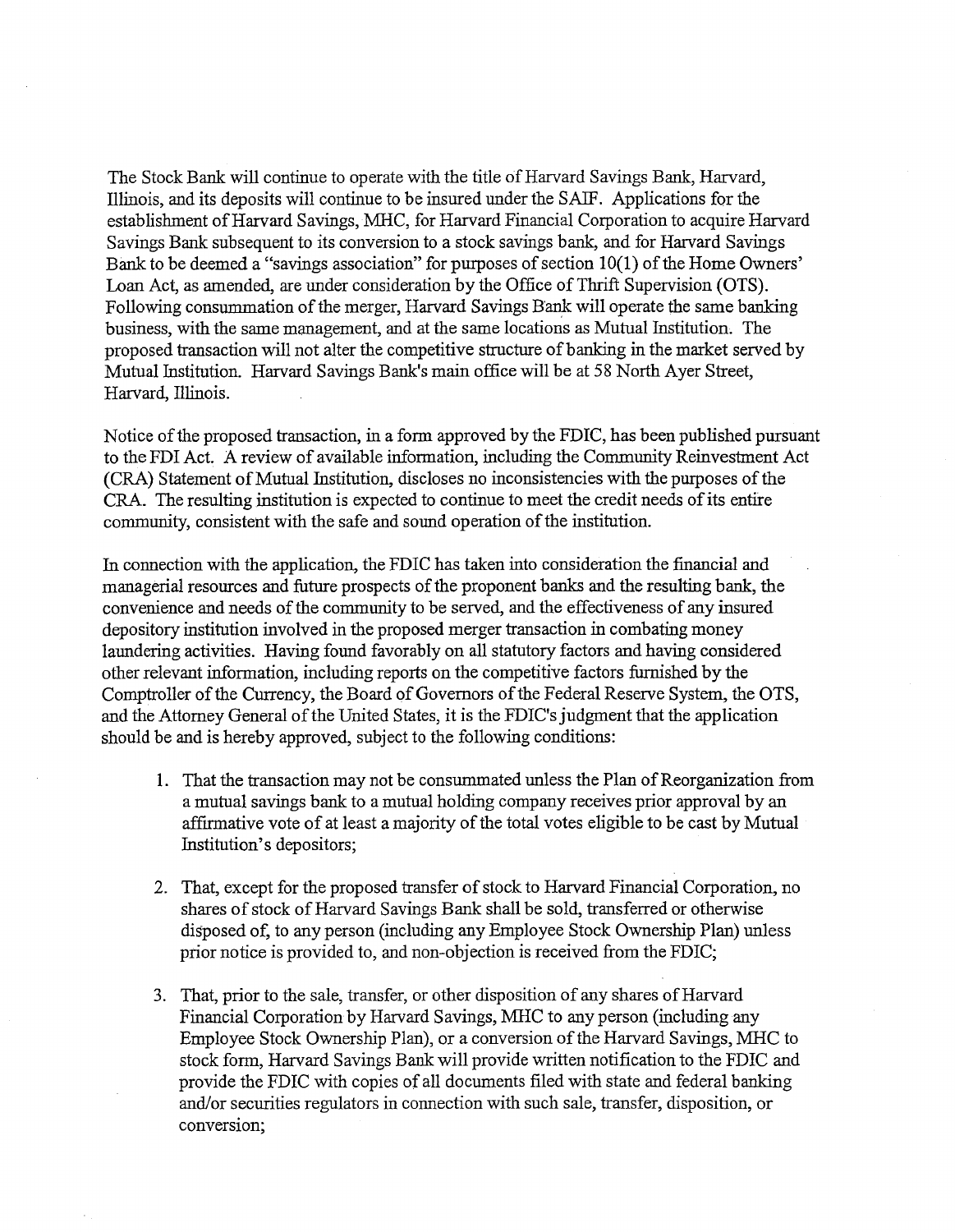The Stock Bank will continue to operate with the title of Harvard Savings Bank, Harvard, Illinois, and its deposits will continue to be insured under the SAIF. Applications for the establishment of Harvard Savings, MHC, for Harvard Financial Corporation to acquire Harvard Savings Bank subsequent to its conversion to a stock savings bank, and for Harvard Savings Bank to be deemed a "savings association" for purposes of section 10(1) of the Home Owners' Loan Act, as amended, are under consideration by the Office of Thrift Supervision (OTS). Following consummation of the merger, Harvard Savings Bank will operate the same banking business, with the same management, and at the same locations as Mutual Institution. The proposed transaction will not alter the competitive structure of banking in the market served by Mutual Institution. Harvard Savings Bank's main office will be at 58 North Ayer Street, Harvard, Illinois.

Notice of the proposed transaction, in a form approved by the FDIC, has been published pursuant to the FDI Act. A review of available information, including the Community Reinvestment Act (CRA) Statement of Mutual Institution, discloses no inconsistencies with the purposes of the CRA. The resulting institution is expected to continue to meet the credit needs of its entire community, consistent with the safe and sound operation of the institution.

In connection with the application, the FDIC has taken into consideration the financial and managerial resources and future prospects of the proponent banks and the resulting bank, the convenience and needs of the community to be served, and the effectiveness of any insured depository institution involved in the proposed merger transaction in combating money laundering activities. Having found favorably on all statutory factors and having considered other relevant information, including reports on the competitive factors furnished by the Comptroller of the Currency, the Board of Governors of the Federal Reserve System, the OTS, and the Attorney General of the United States, it is the FDIC's judgment that the application should be and is hereby approved, subject to the following conditions:

1. That the transaction may not be consummated unless the Plan of Reorganization from a mutual savings bank to a mutual holding company receives prior approval by an affirmative vote of at least a majority of the total votes eligible to be cast by Mutual Institution's depositors;

2. That, except for the proposed transfer of stock to Harvard Financial Corporation, no shares of stock of Harvard Savings Bank shall be sold, transferred or otherwise disposed of, to any person (including any Employee Stock Ownership Plan) unless prior notice is provided to, and non-objection is received from the FDIC;

3. That, prior to the sale, transfer, or other disposition of any shares of Harvard Financial Corporation by Harvard Savings, MHC to any person (including any Employee Stock Ownership Plan), or a conversion of the Harvard Savings, MHC to stock form, Harvard Savings Bank will provide written notification to the FDIC and provide the FDIC with copies of all documents filed with state and federal banking and/or securities regulators in connection with such sale, transfer, disposition, or conversion;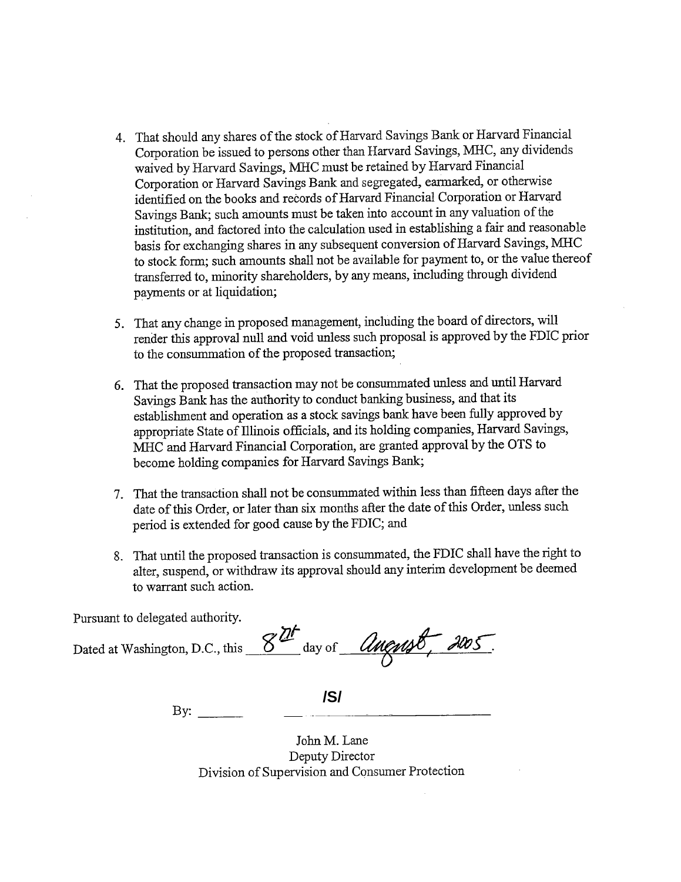4. That should any shares of the stock of Harvard Savings Bank or Harvard Financial Corporation be issued to persons other than Harvard Savings, MHC, any dividends waived by Harvard Savings, MHC must be retained by Harvard Financial Corporation or Harvard Savings Bank and segregated, earmarked, or otherwise identified on the books and records of Harvard Financial Corporation or Harvard Savings Bank; such amounts must be taken into account in any valuation of the institution, and factored into the calculation used in establishing a fair and reasonable basis for exchanging shares in any subsequent conversion of Harvard Savings, MHC to stock form; such amounts shall not be available for payment to, or the value thereof transferred to, minority shareholders, by any means, including through dividend payments or at liquidation;

5. That any change in proposed management, including the board of directors, will render this approval null and void unless such proposal is approved by the FDIC prior to the consummation of the proposed transaction;

6. That the proposed transaction may not be consummated unless and until Harvard Savings Bank has the authority to conduct banking business, and that its establishment and operation as a stock savings bank have been fully approved by appropriate State of Illinois officials, and its holding companies, Harvard Savings, MHC and Harvard Financial Corporation, are granted approval by the OTS to become holding companies for Harvard Savings Bank;

7. That the transaction shall not be consummated within less than fifteen days after the date of this Order, or later than six months after the date of this Order, unless such period is extended for good cause by the FDIC; and

8. That until the proposed transaction is consummated, the FDIC shall have the right to alter, suspend, or withdraw its approval should any interim development be deemed to warrant such action.

Pursuant to delegated authority.

Dated at Washington, D.C., this 8th day of August, 2005.

/S/

By: \_\_\_\_\_\_

John M. Lane
Deputy Director
Division of Supervision and Consumer Protection